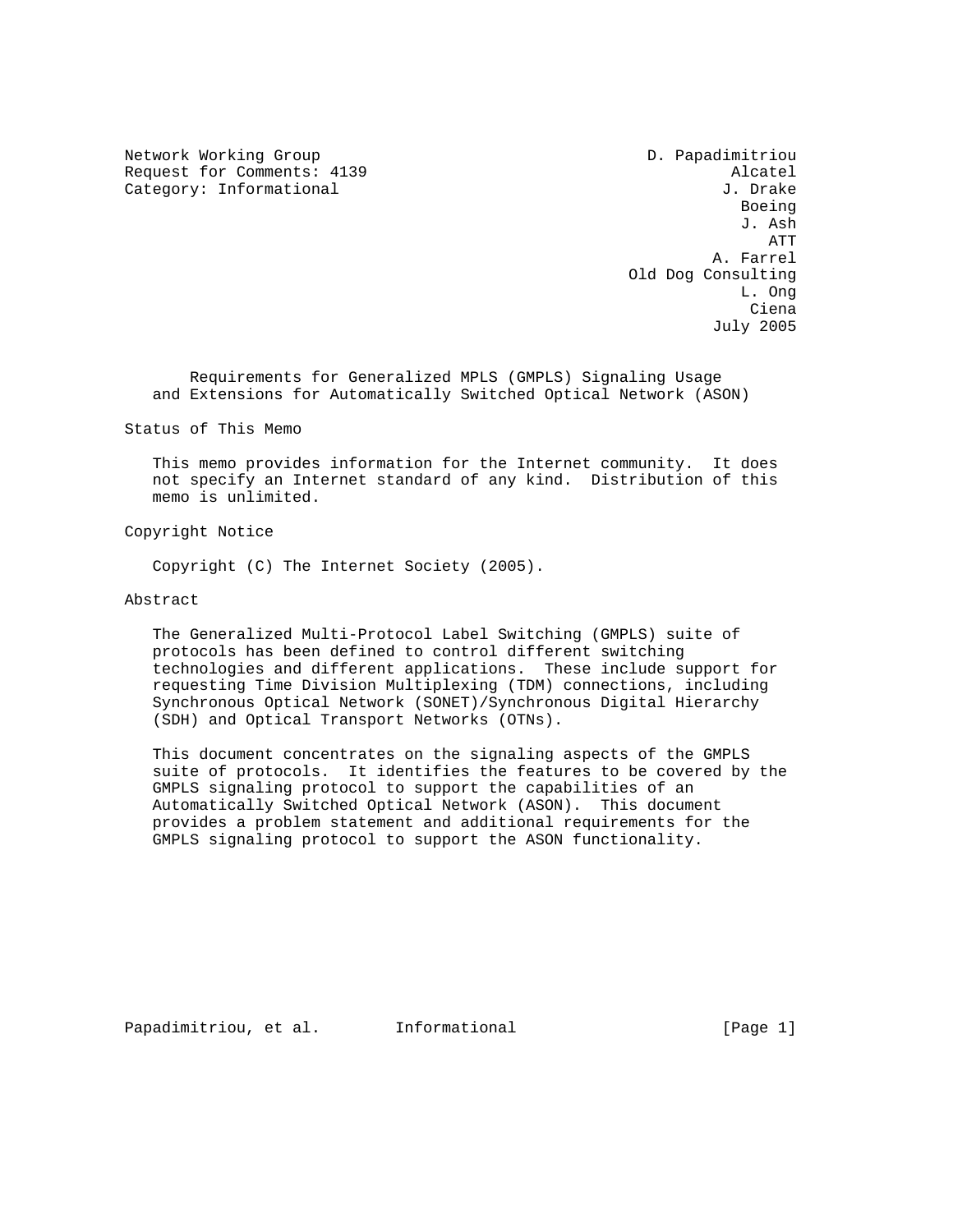Network Working Group D. Papadimitriou
Request for Comments: 4139 Alcatel
Category: Informational J. Drake
Boeing
J. Ash
ATT
A. Farrel
Old Dog Consulting
L. Ong
Ciena
July 2005

# Requirements for Generalized MPLS (GMPLS) Signaling Usage and Extensions for Automatically Switched Optical Network (ASON)

## Status of This Memo

This memo provides information for the Internet community. It does not specify an Internet standard of any kind. Distribution of this memo is unlimited.

## Copyright Notice

Copyright (C) The Internet Society (2005).

## Abstract

The Generalized Multi-Protocol Label Switching (GMPLS) suite of protocols has been defined to control different switching technologies and different applications. These include support for requesting Time Division Multiplexing (TDM) connections, including Synchronous Optical Network (SONET)/Synchronous Digital Hierarchy (SDH) and Optical Transport Networks (OTNs).

This document concentrates on the signaling aspects of the GMPLS suite of protocols. It identifies the features to be covered by the GMPLS signaling protocol to support the capabilities of an Automatically Switched Optical Network (ASON). This document provides a problem statement and additional requirements for the GMPLS signaling protocol to support the ASON functionality.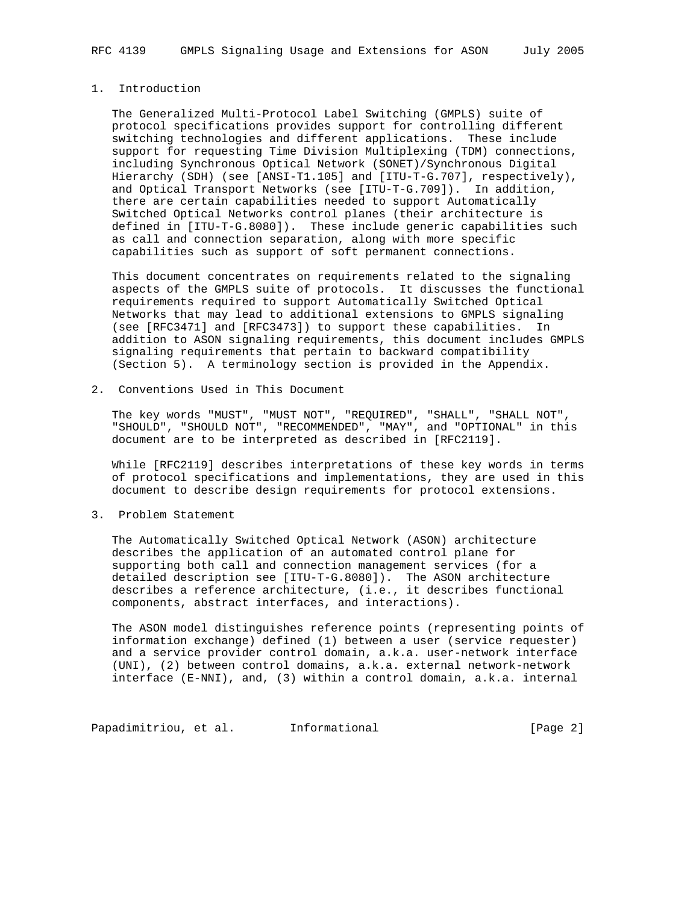## 1. Introduction

The Generalized Multi-Protocol Label Switching (GMPLS) suite of protocol specifications provides support for controlling different switching technologies and different applications. These include support for requesting Time Division Multiplexing (TDM) connections, including Synchronous Optical Network (SONET)/Synchronous Digital Hierarchy (SDH) (see [ANSI-T1.105] and [ITU-T-G.707], respectively), and Optical Transport Networks (see [ITU-T-G.709]). In addition, there are certain capabilities needed to support Automatically Switched Optical Networks control planes (their architecture is defined in [ITU-T-G.8080]). These include generic capabilities such as call and connection separation, along with more specific capabilities such as support of soft permanent connections.

This document concentrates on requirements related to the signaling aspects of the GMPLS suite of protocols. It discusses the functional requirements required to support Automatically Switched Optical Networks that may lead to additional extensions to GMPLS signaling (see [RFC3471] and [RFC3473]) to support these capabilities. In addition to ASON signaling requirements, this document includes GMPLS signaling requirements that pertain to backward compatibility (Section 5). A terminology section is provided in the Appendix.

## 2. Conventions Used in This Document

The key words "MUST", "MUST NOT", "REQUIRED", "SHALL", "SHALL NOT", "SHOULD", "SHOULD NOT", "RECOMMENDED", "MAY", and "OPTIONAL" in this document are to be interpreted as described in [RFC2119].

While [RFC2119] describes interpretations of these key words in terms of protocol specifications and implementations, they are used in this document to describe design requirements for protocol extensions.

## 3. Problem Statement

The Automatically Switched Optical Network (ASON) architecture describes the application of an automated control plane for supporting both call and connection management services (for a detailed description see [ITU-T-G.8080]). The ASON architecture describes a reference architecture, (i.e., it describes functional components, abstract interfaces, and interactions).

The ASON model distinguishes reference points (representing points of information exchange) defined (1) between a user (service requester) and a service provider control domain, a.k.a. user-network interface (UNI), (2) between control domains, a.k.a. external network-network interface (E-NNI), and, (3) within a control domain, a.k.a. internal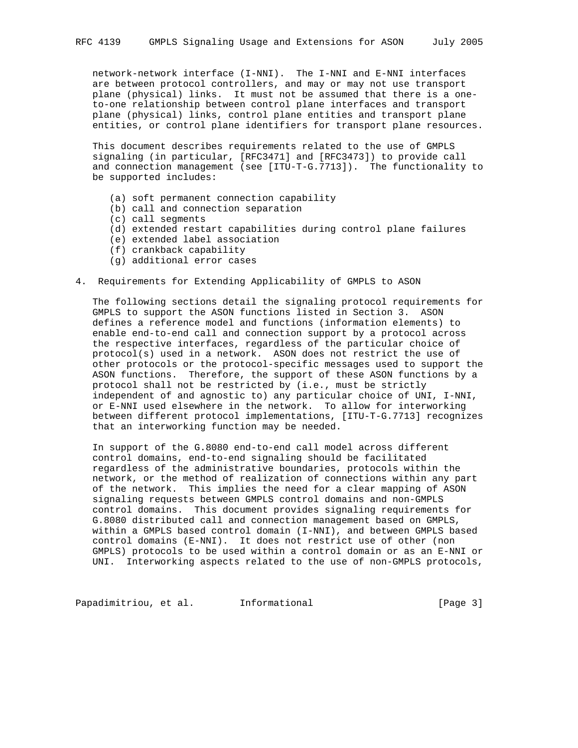network-network interface (I-NNI). The I-NNI and E-NNI interfaces are between protocol controllers, and may or may not use transport plane (physical) links. It must not be assumed that there is a one-to-one relationship between control plane interfaces and transport plane (physical) links, control plane entities and transport plane entities, or control plane identifiers for transport plane resources.

This document describes requirements related to the use of GMPLS signaling (in particular, [RFC3471] and [RFC3473]) to provide call and connection management (see [ITU-T-G.7713]). The functionality to be supported includes:

(a) soft permanent connection capability
(b) call and connection separation
(c) call segments
(d) extended restart capabilities during control plane failures
(e) extended label association
(f) crankback capability
(g) additional error cases

## 4. Requirements for Extending Applicability of GMPLS to ASON

The following sections detail the signaling protocol requirements for GMPLS to support the ASON functions listed in Section 3. ASON defines a reference model and functions (information elements) to enable end-to-end call and connection support by a protocol across the respective interfaces, regardless of the particular choice of protocol(s) used in a network. ASON does not restrict the use of other protocols or the protocol-specific messages used to support the ASON functions. Therefore, the support of these ASON functions by a protocol shall not be restricted by (i.e., must be strictly independent of and agnostic to) any particular choice of UNI, I-NNI, or E-NNI used elsewhere in the network. To allow for interworking between different protocol implementations, [ITU-T-G.7713] recognizes that an interworking function may be needed.

In support of the G.8080 end-to-end call model across different control domains, end-to-end signaling should be facilitated regardless of the administrative boundaries, protocols within the network, or the method of realization of connections within any part of the network. This implies the need for a clear mapping of ASON signaling requests between GMPLS control domains and non-GMPLS control domains. This document provides signaling requirements for G.8080 distributed call and connection management based on GMPLS, within a GMPLS based control domain (I-NNI), and between GMPLS based control domains (E-NNI). It does not restrict use of other (non GMPLS) protocols to be used within a control domain or as an E-NNI or UNI. Interworking aspects related to the use of non-GMPLS protocols,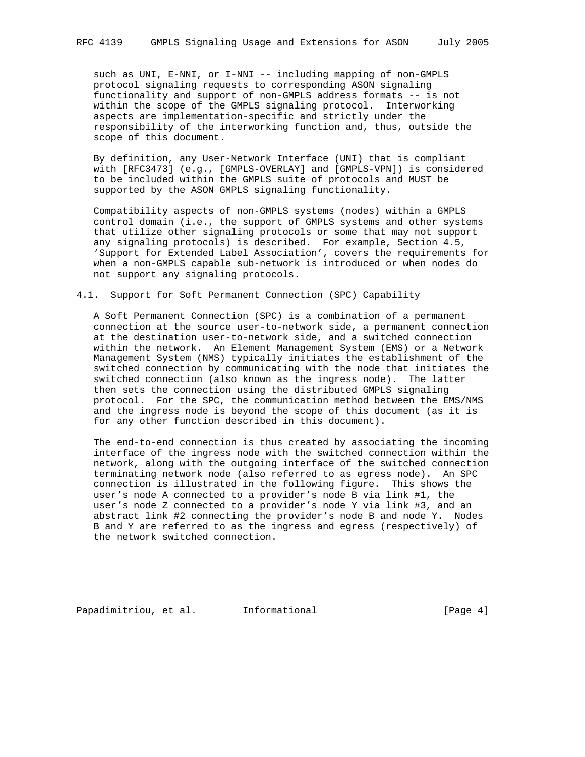such as UNI, E-NNI, or I-NNI -- including mapping of non-GMPLS protocol signaling requests to corresponding ASON signaling functionality and support of non-GMPLS address formats -- is not within the scope of the GMPLS signaling protocol. Interworking aspects are implementation-specific and strictly under the responsibility of the interworking function and, thus, outside the scope of this document.

By definition, any User-Network Interface (UNI) that is compliant with [RFC3473] (e.g., [GMPLS-OVERLAY] and [GMPLS-VPN]) is considered to be included within the GMPLS suite of protocols and MUST be supported by the ASON GMPLS signaling functionality.

Compatibility aspects of non-GMPLS systems (nodes) within a GMPLS control domain (i.e., the support of GMPLS systems and other systems that utilize other signaling protocols or some that may not support any signaling protocols) is described. For example, Section 4.5, 'Support for Extended Label Association', covers the requirements for when a non-GMPLS capable sub-network is introduced or when nodes do not support any signaling protocols.

### 4.1. Support for Soft Permanent Connection (SPC) Capability

A Soft Permanent Connection (SPC) is a combination of a permanent connection at the source user-to-network side, a permanent connection at the destination user-to-network side, and a switched connection within the network. An Element Management System (EMS) or a Network Management System (NMS) typically initiates the establishment of the switched connection by communicating with the node that initiates the switched connection (also known as the ingress node). The latter then sets the connection using the distributed GMPLS signaling protocol. For the SPC, the communication method between the EMS/NMS and the ingress node is beyond the scope of this document (as it is for any other function described in this document).

The end-to-end connection is thus created by associating the incoming interface of the ingress node with the switched connection within the network, along with the outgoing interface of the switched connection terminating network node (also referred to as egress node). An SPC connection is illustrated in the following figure. This shows the user's node A connected to a provider's node B via link #1, the user's node Z connected to a provider's node Y via link #3, and an abstract link #2 connecting the provider's node B and node Y. Nodes B and Y are referred to as the ingress and egress (respectively) of the network switched connection.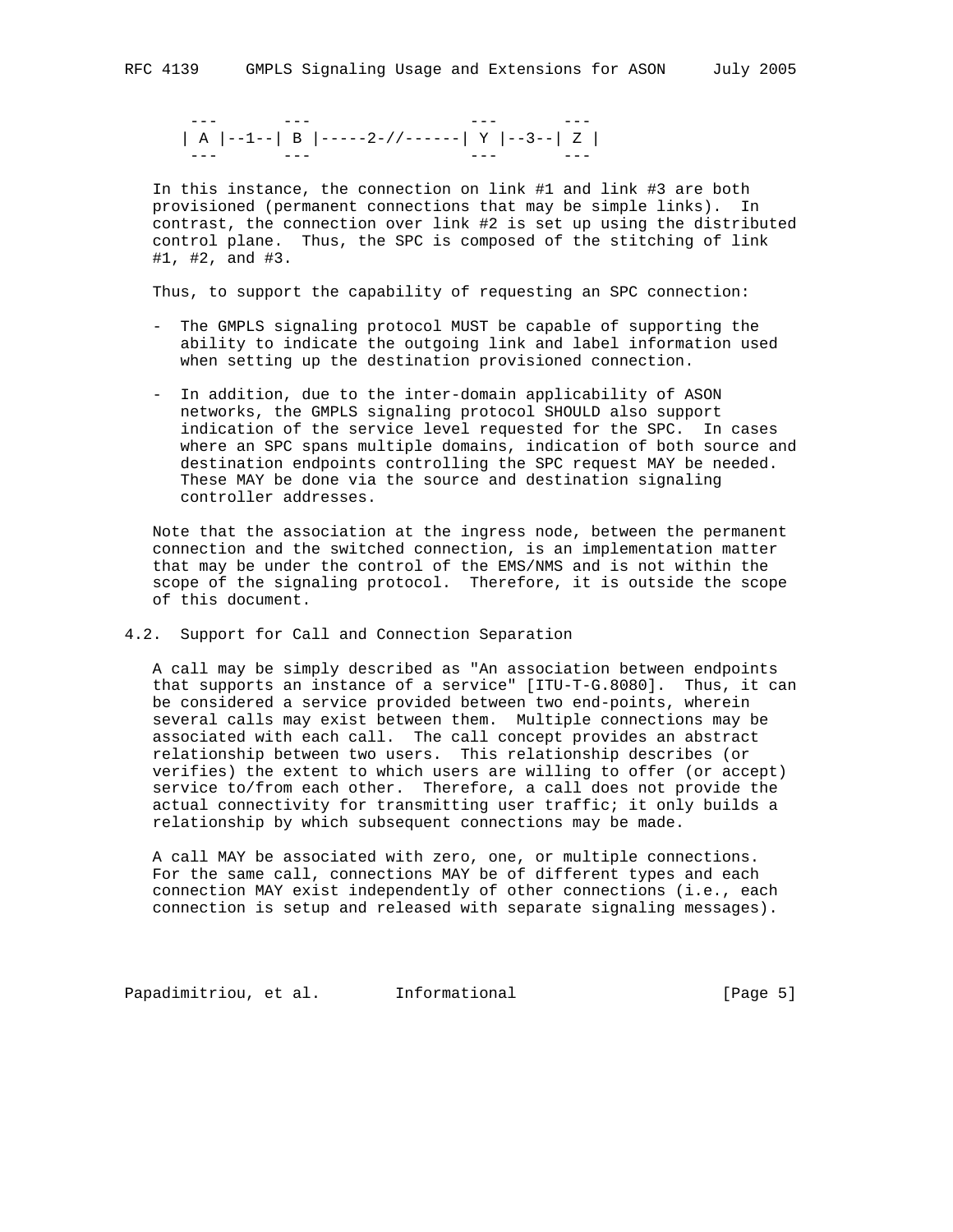```
 ---       ---                 ---       ---
| A |--1--| B |-----2-//------| Y |--3--| Z |
 ---       ---                 ---       ---
```

In this instance, the connection on link #1 and link #3 are both provisioned (permanent connections that may be simple links). In contrast, the connection over link #2 is set up using the distributed control plane. Thus, the SPC is composed of the stitching of link #1, #2, and #3.

Thus, to support the capability of requesting an SPC connection:

- The GMPLS signaling protocol MUST be capable of supporting the ability to indicate the outgoing link and label information used when setting up the destination provisioned connection.

- In addition, due to the inter-domain applicability of ASON networks, the GMPLS signaling protocol SHOULD also support indication of the service level requested for the SPC. In cases where an SPC spans multiple domains, indication of both source and destination endpoints controlling the SPC request MAY be needed. These MAY be done via the source and destination signaling controller addresses.

Note that the association at the ingress node, between the permanent connection and the switched connection, is an implementation matter that may be under the control of the EMS/NMS and is not within the scope of the signaling protocol. Therefore, it is outside the scope of this document.

## 4.2. Support for Call and Connection Separation

A call may be simply described as "An association between endpoints that supports an instance of a service" [ITU-T-G.8080]. Thus, it can be considered a service provided between two end-points, wherein several calls may exist between them. Multiple connections may be associated with each call. The call concept provides an abstract relationship between two users. This relationship describes (or verifies) the extent to which users are willing to offer (or accept) service to/from each other. Therefore, a call does not provide the actual connectivity for transmitting user traffic; it only builds a relationship by which subsequent connections may be made.

A call MAY be associated with zero, one, or multiple connections. For the same call, connections MAY be of different types and each connection MAY exist independently of other connections (i.e., each connection is setup and released with separate signaling messages).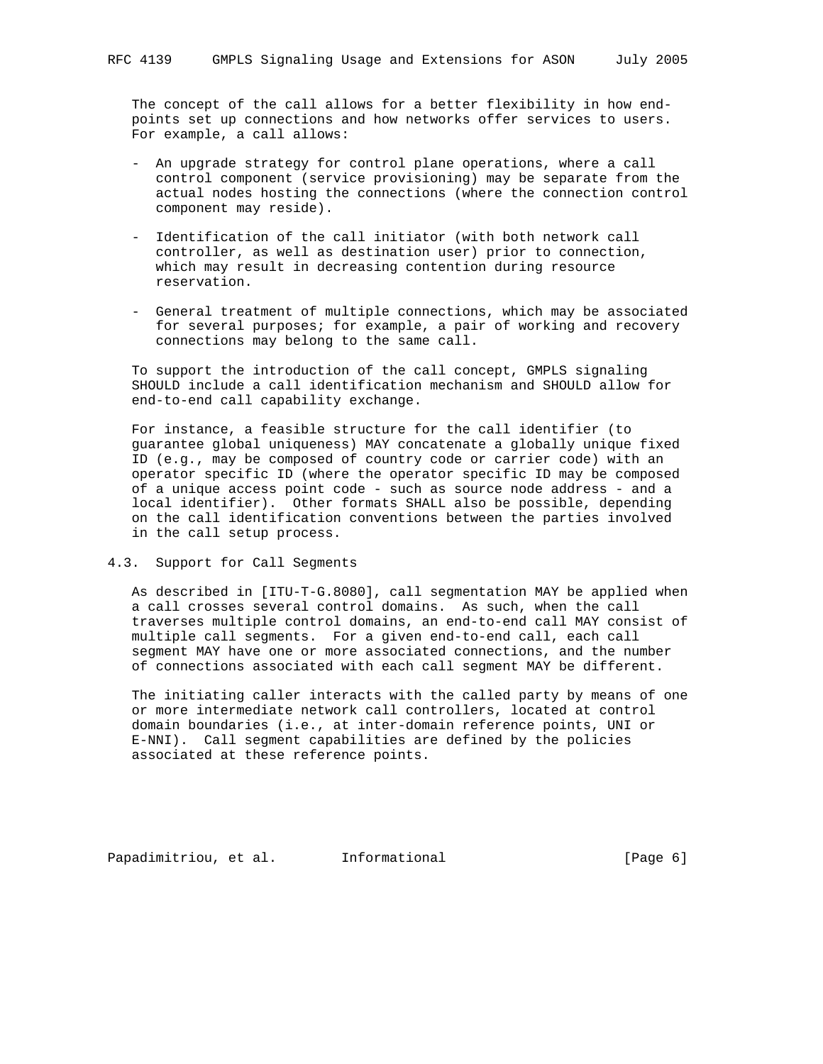The concept of the call allows for a better flexibility in how end-points set up connections and how networks offer services to users. For example, a call allows:

- An upgrade strategy for control plane operations, where a call control component (service provisioning) may be separate from the actual nodes hosting the connections (where the connection control component may reside).

- Identification of the call initiator (with both network call controller, as well as destination user) prior to connection, which may result in decreasing contention during resource reservation.

- General treatment of multiple connections, which may be associated for several purposes; for example, a pair of working and recovery connections may belong to the same call.

To support the introduction of the call concept, GMPLS signaling SHOULD include a call identification mechanism and SHOULD allow for end-to-end call capability exchange.

For instance, a feasible structure for the call identifier (to guarantee global uniqueness) MAY concatenate a globally unique fixed ID (e.g., may be composed of country code or carrier code) with an operator specific ID (where the operator specific ID may be composed of a unique access point code - such as source node address - and a local identifier). Other formats SHALL also be possible, depending on the call identification conventions between the parties involved in the call setup process.

### 4.3. Support for Call Segments

As described in [ITU-T-G.8080], call segmentation MAY be applied when a call crosses several control domains. As such, when the call traverses multiple control domains, an end-to-end call MAY consist of multiple call segments. For a given end-to-end call, each call segment MAY have one or more associated connections, and the number of connections associated with each call segment MAY be different.

The initiating caller interacts with the called party by means of one or more intermediate network call controllers, located at control domain boundaries (i.e., at inter-domain reference points, UNI or E-NNI). Call segment capabilities are defined by the policies associated at these reference points.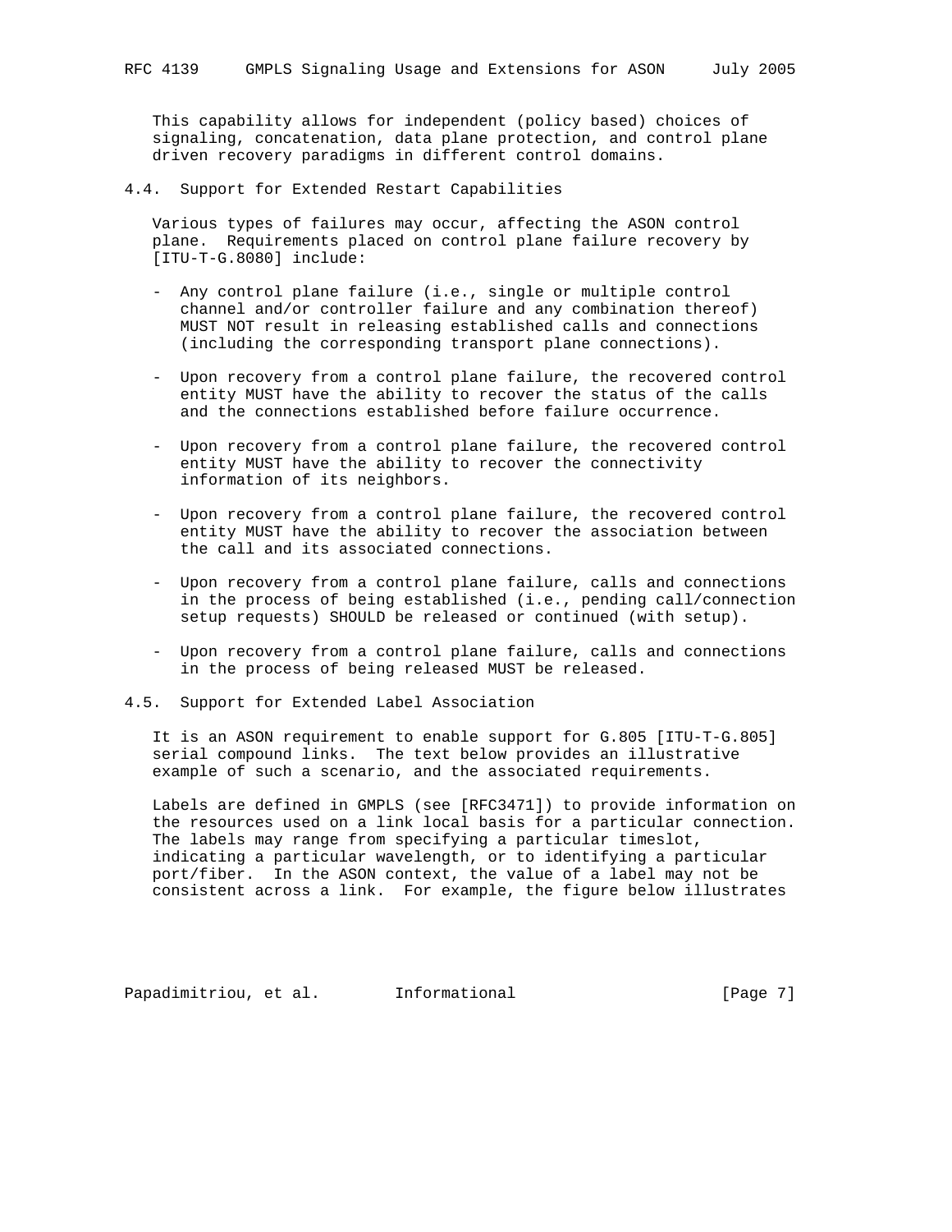This capability allows for independent (policy based) choices of signaling, concatenation, data plane protection, and control plane driven recovery paradigms in different control domains.

## 4.4. Support for Extended Restart Capabilities

Various types of failures may occur, affecting the ASON control plane. Requirements placed on control plane failure recovery by [ITU-T-G.8080] include:

- Any control plane failure (i.e., single or multiple control channel and/or controller failure and any combination thereof) MUST NOT result in releasing established calls and connections (including the corresponding transport plane connections).

- Upon recovery from a control plane failure, the recovered control entity MUST have the ability to recover the status of the calls and the connections established before failure occurrence.

- Upon recovery from a control plane failure, the recovered control entity MUST have the ability to recover the connectivity information of its neighbors.

- Upon recovery from a control plane failure, the recovered control entity MUST have the ability to recover the association between the call and its associated connections.

- Upon recovery from a control plane failure, calls and connections in the process of being established (i.e., pending call/connection setup requests) SHOULD be released or continued (with setup).

- Upon recovery from a control plane failure, calls and connections in the process of being released MUST be released.

## 4.5. Support for Extended Label Association

It is an ASON requirement to enable support for G.805 [ITU-T-G.805] serial compound links. The text below provides an illustrative example of such a scenario, and the associated requirements.

Labels are defined in GMPLS (see [RFC3471]) to provide information on the resources used on a link local basis for a particular connection. The labels may range from specifying a particular timeslot, indicating a particular wavelength, or to identifying a particular port/fiber. In the ASON context, the value of a label may not be consistent across a link. For example, the figure below illustrates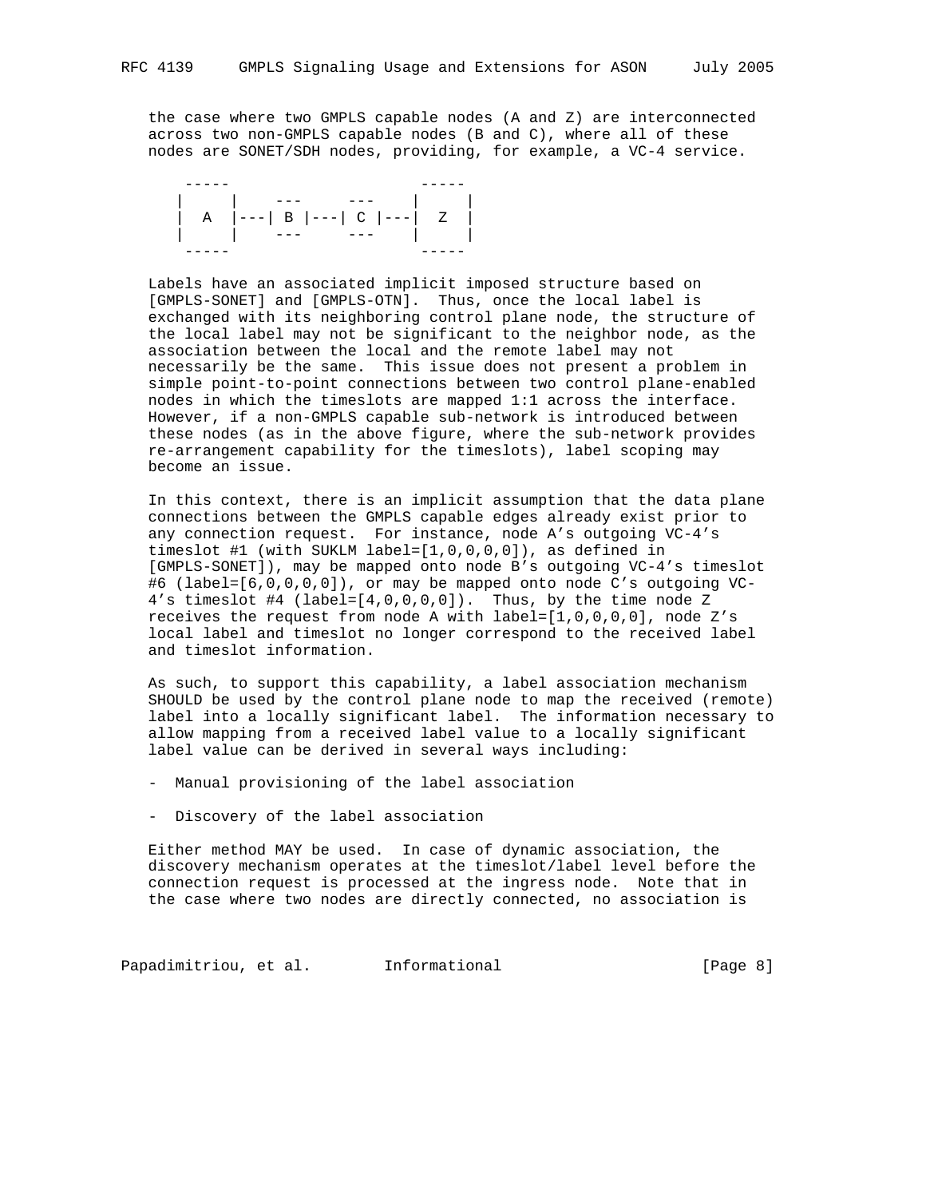the case where two GMPLS capable nodes (A and Z) are interconnected across two non-GMPLS capable nodes (B and C), where all of these nodes are SONET/SDH nodes, providing, for example, a VC-4 service.

```
 -----                     -----
|     |    ---     ---    |     |
|  A  |---| B |---| C |---|  Z  |
|     |    ---     ---    |     |
 -----                     -----
```

Labels have an associated implicit imposed structure based on [GMPLS-SONET] and [GMPLS-OTN]. Thus, once the local label is exchanged with its neighboring control plane node, the structure of the local label may not be significant to the neighbor node, as the association between the local and the remote label may not necessarily be the same. This issue does not present a problem in simple point-to-point connections between two control plane-enabled nodes in which the timeslots are mapped 1:1 across the interface. However, if a non-GMPLS capable sub-network is introduced between these nodes (as in the above figure, where the sub-network provides re-arrangement capability for the timeslots), label scoping may become an issue.

In this context, there is an implicit assumption that the data plane connections between the GMPLS capable edges already exist prior to any connection request. For instance, node A's outgoing VC-4's timeslot #1 (with SUKLM label=[1,0,0,0,0]), as defined in [GMPLS-SONET]), may be mapped onto node B's outgoing VC-4's timeslot #6 (label=[6,0,0,0,0]), or may be mapped onto node C's outgoing VC-4's timeslot #4 (label=[4,0,0,0,0]). Thus, by the time node Z receives the request from node A with label=[1,0,0,0,0], node Z's local label and timeslot no longer correspond to the received label and timeslot information.

As such, to support this capability, a label association mechanism SHOULD be used by the control plane node to map the received (remote) label into a locally significant label. The information necessary to allow mapping from a received label value to a locally significant label value can be derived in several ways including:

- Manual provisioning of the label association

- Discovery of the label association

Either method MAY be used. In case of dynamic association, the discovery mechanism operates at the timeslot/label level before the connection request is processed at the ingress node. Note that in the case where two nodes are directly connected, no association is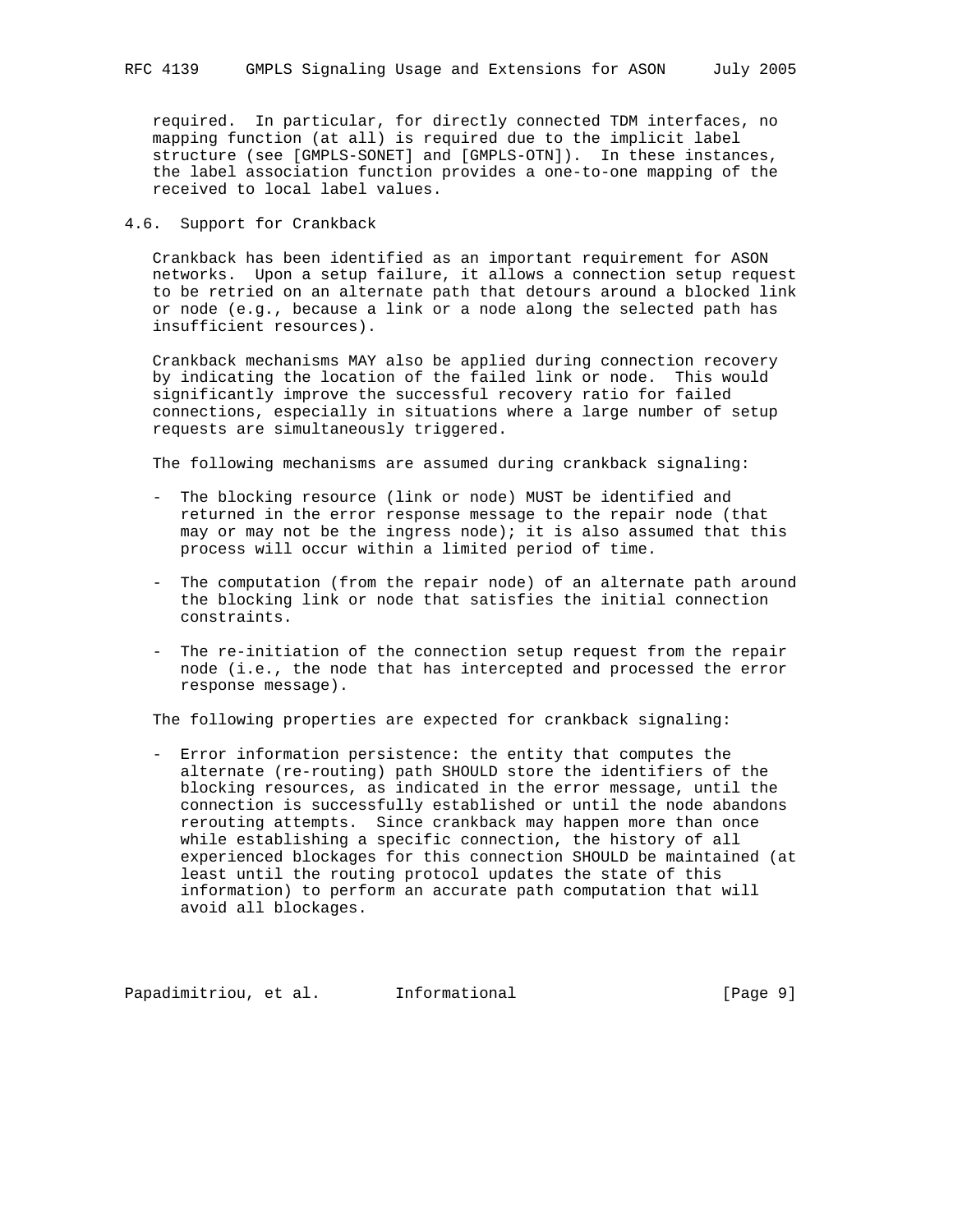required. In particular, for directly connected TDM interfaces, no mapping function (at all) is required due to the implicit label structure (see [GMPLS-SONET] and [GMPLS-OTN]). In these instances, the label association function provides a one-to-one mapping of the received to local label values.

### 4.6. Support for Crankback

Crankback has been identified as an important requirement for ASON networks. Upon a setup failure, it allows a connection setup request to be retried on an alternate path that detours around a blocked link or node (e.g., because a link or a node along the selected path has insufficient resources).

Crankback mechanisms MAY also be applied during connection recovery by indicating the location of the failed link or node. This would significantly improve the successful recovery ratio for failed connections, especially in situations where a large number of setup requests are simultaneously triggered.

The following mechanisms are assumed during crankback signaling:

- The blocking resource (link or node) MUST be identified and returned in the error response message to the repair node (that may or may not be the ingress node); it is also assumed that this process will occur within a limited period of time.

- The computation (from the repair node) of an alternate path around the blocking link or node that satisfies the initial connection constraints.

- The re-initiation of the connection setup request from the repair node (i.e., the node that has intercepted and processed the error response message).

The following properties are expected for crankback signaling:

- Error information persistence: the entity that computes the alternate (re-routing) path SHOULD store the identifiers of the blocking resources, as indicated in the error message, until the connection is successfully established or until the node abandons rerouting attempts. Since crankback may happen more than once while establishing a specific connection, the history of all experienced blockages for this connection SHOULD be maintained (at least until the routing protocol updates the state of this information) to perform an accurate path computation that will avoid all blockages.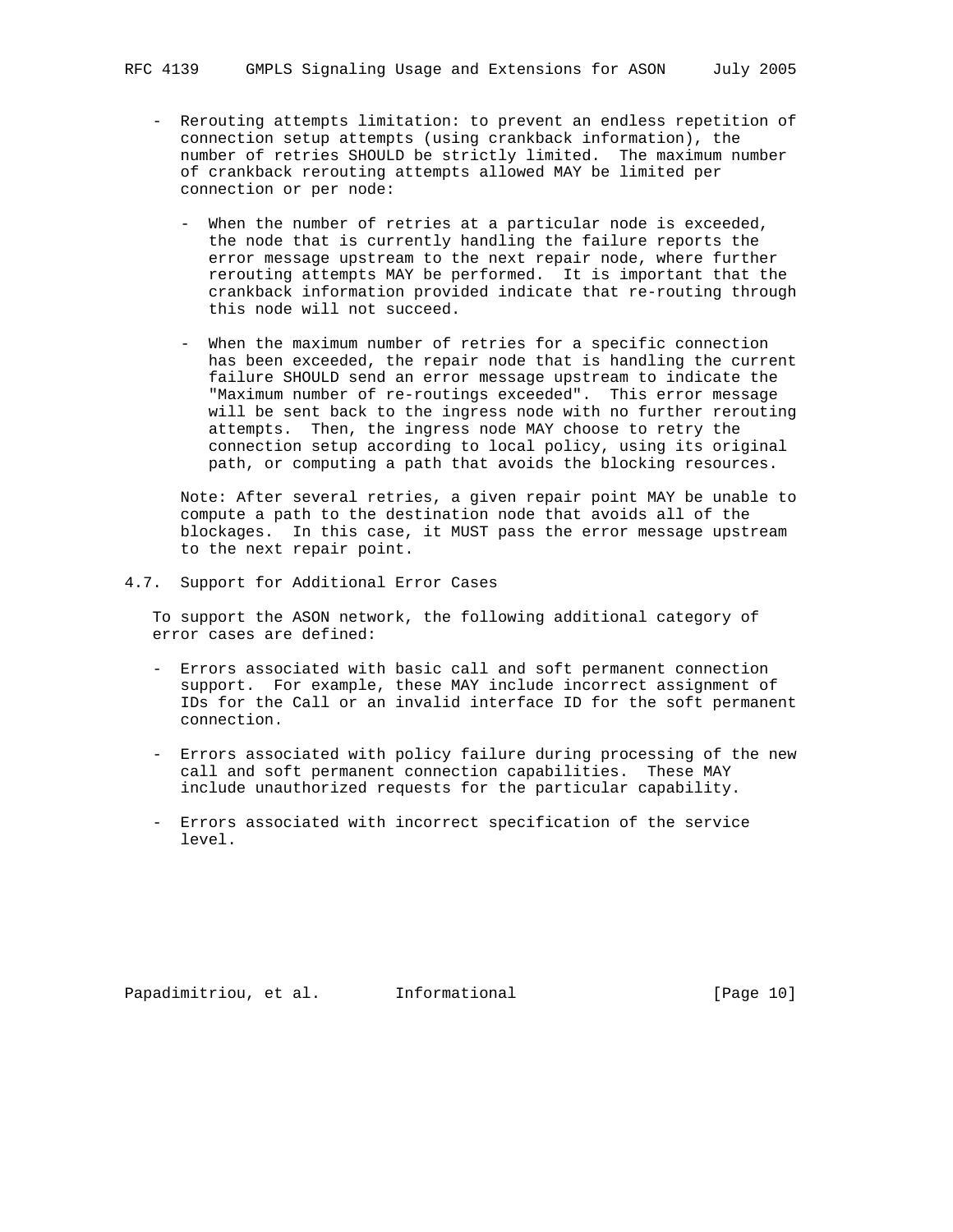- Rerouting attempts limitation: to prevent an endless repetition of connection setup attempts (using crankback information), the number of retries SHOULD be strictly limited. The maximum number of crankback rerouting attempts allowed MAY be limited per connection or per node:

  - When the number of retries at a particular node is exceeded, the node that is currently handling the failure reports the error message upstream to the next repair node, where further rerouting attempts MAY be performed. It is important that the crankback information provided indicate that re-routing through this node will not succeed.

  - When the maximum number of retries for a specific connection has been exceeded, the repair node that is handling the current failure SHOULD send an error message upstream to indicate the "Maximum number of re-routings exceeded". This error message will be sent back to the ingress node with no further rerouting attempts. Then, the ingress node MAY choose to retry the connection setup according to local policy, using its original path, or computing a path that avoids the blocking resources.

  Note: After several retries, a given repair point MAY be unable to compute a path to the destination node that avoids all of the blockages. In this case, it MUST pass the error message upstream to the next repair point.

### 4.7. Support for Additional Error Cases

To support the ASON network, the following additional category of error cases are defined:

- Errors associated with basic call and soft permanent connection support. For example, these MAY include incorrect assignment of IDs for the Call or an invalid interface ID for the soft permanent connection.

- Errors associated with policy failure during processing of the new call and soft permanent connection capabilities. These MAY include unauthorized requests for the particular capability.

- Errors associated with incorrect specification of the service level.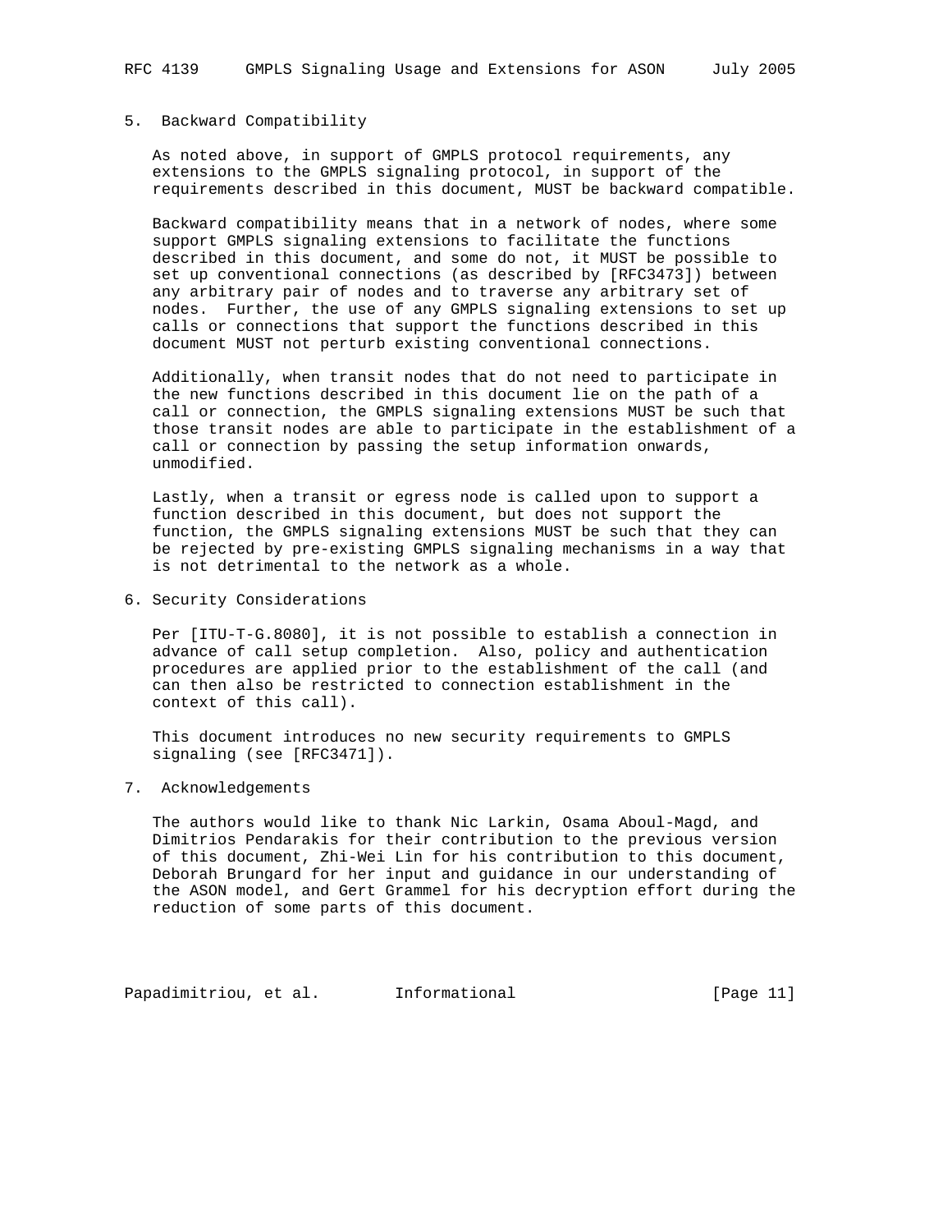## 5. Backward Compatibility

As noted above, in support of GMPLS protocol requirements, any extensions to the GMPLS signaling protocol, in support of the requirements described in this document, MUST be backward compatible.

Backward compatibility means that in a network of nodes, where some support GMPLS signaling extensions to facilitate the functions described in this document, and some do not, it MUST be possible to set up conventional connections (as described by [RFC3473]) between any arbitrary pair of nodes and to traverse any arbitrary set of nodes. Further, the use of any GMPLS signaling extensions to set up calls or connections that support the functions described in this document MUST not perturb existing conventional connections.

Additionally, when transit nodes that do not need to participate in the new functions described in this document lie on the path of a call or connection, the GMPLS signaling extensions MUST be such that those transit nodes are able to participate in the establishment of a call or connection by passing the setup information onwards, unmodified.

Lastly, when a transit or egress node is called upon to support a function described in this document, but does not support the function, the GMPLS signaling extensions MUST be such that they can be rejected by pre-existing GMPLS signaling mechanisms in a way that is not detrimental to the network as a whole.

## 6. Security Considerations

Per [ITU-T-G.8080], it is not possible to establish a connection in advance of call setup completion. Also, policy and authentication procedures are applied prior to the establishment of the call (and can then also be restricted to connection establishment in the context of this call).

This document introduces no new security requirements to GMPLS signaling (see [RFC3471]).

## 7. Acknowledgements

The authors would like to thank Nic Larkin, Osama Aboul-Magd, and Dimitrios Pendarakis for their contribution to the previous version of this document, Zhi-Wei Lin for his contribution to this document, Deborah Brungard for her input and guidance in our understanding of the ASON model, and Gert Grammel for his decryption effort during the reduction of some parts of this document.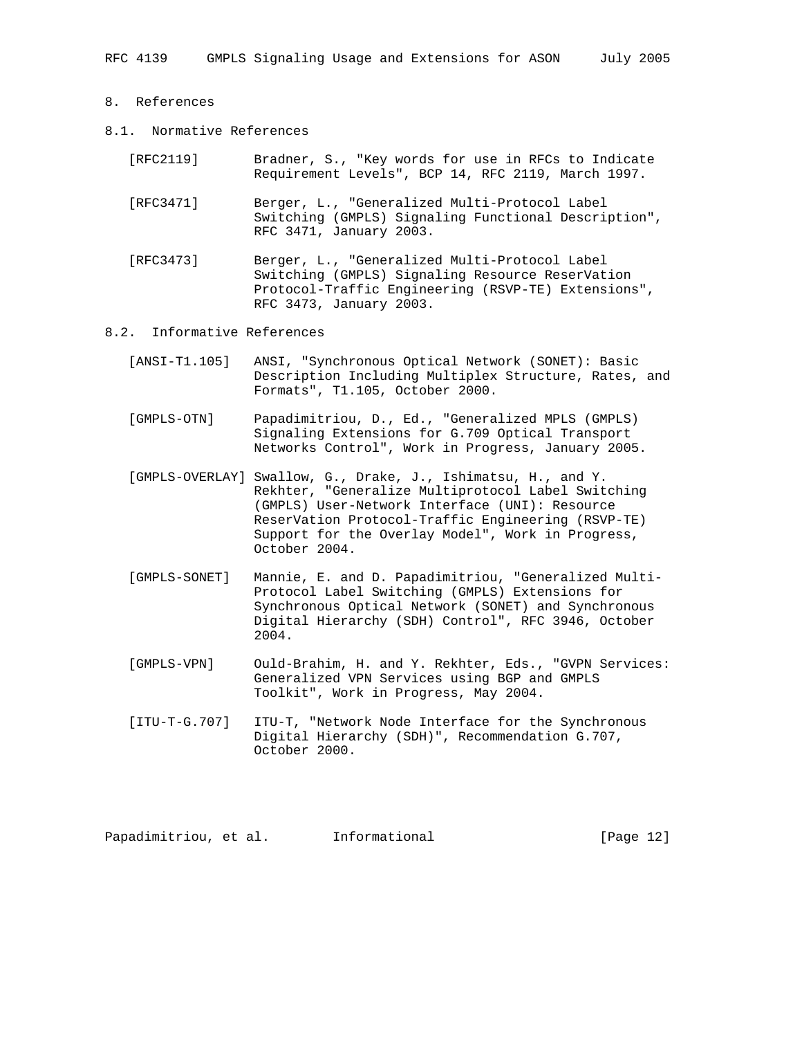## 8. References

### 8.1. Normative References

[RFC2119] Bradner, S., "Key words for use in RFCs to Indicate Requirement Levels", BCP 14, RFC 2119, March 1997.

[RFC3471] Berger, L., "Generalized Multi-Protocol Label Switching (GMPLS) Signaling Functional Description", RFC 3471, January 2003.

[RFC3473] Berger, L., "Generalized Multi-Protocol Label Switching (GMPLS) Signaling Resource ReserVation Protocol-Traffic Engineering (RSVP-TE) Extensions", RFC 3473, January 2003.

### 8.2. Informative References

[ANSI-T1.105] ANSI, "Synchronous Optical Network (SONET): Basic Description Including Multiplex Structure, Rates, and Formats", T1.105, October 2000.

[GMPLS-OTN] Papadimitriou, D., Ed., "Generalized MPLS (GMPLS) Signaling Extensions for G.709 Optical Transport Networks Control", Work in Progress, January 2005.

[GMPLS-OVERLAY] Swallow, G., Drake, J., Ishimatsu, H., and Y. Rekhter, "Generalize Multiprotocol Label Switching (GMPLS) User-Network Interface (UNI): Resource ReserVation Protocol-Traffic Engineering (RSVP-TE) Support for the Overlay Model", Work in Progress, October 2004.

[GMPLS-SONET] Mannie, E. and D. Papadimitriou, "Generalized Multi-Protocol Label Switching (GMPLS) Extensions for Synchronous Optical Network (SONET) and Synchronous Digital Hierarchy (SDH) Control", RFC 3946, October 2004.

[GMPLS-VPN] Ould-Brahim, H. and Y. Rekhter, Eds., "GVPN Services: Generalized VPN Services using BGP and GMPLS Toolkit", Work in Progress, May 2004.

[ITU-T-G.707] ITU-T, "Network Node Interface for the Synchronous Digital Hierarchy (SDH)", Recommendation G.707, October 2000.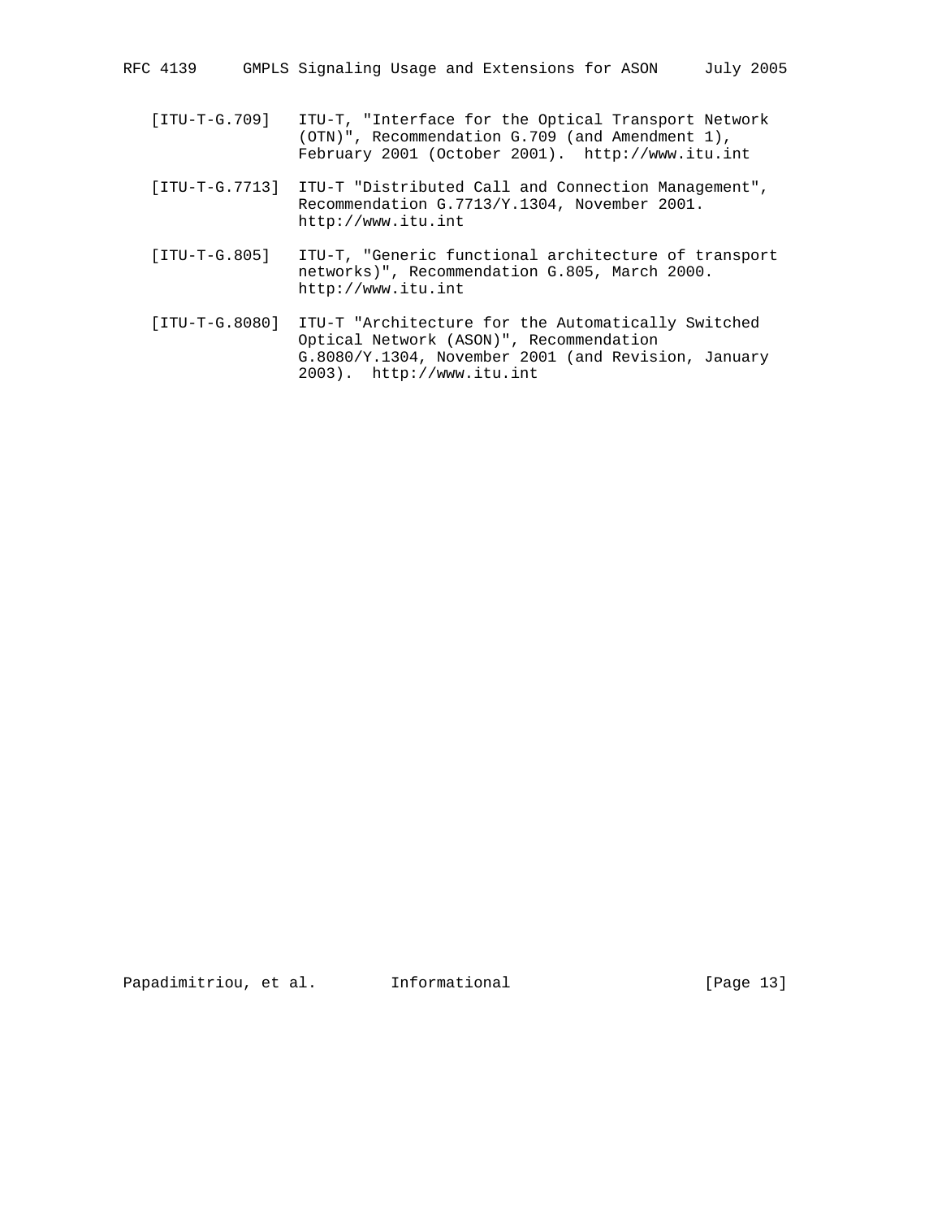[ITU-T-G.709] ITU-T, "Interface for the Optical Transport Network (OTN)", Recommendation G.709 (and Amendment 1), February 2001 (October 2001). http://www.itu.int

[ITU-T-G.7713] ITU-T "Distributed Call and Connection Management", Recommendation G.7713/Y.1304, November 2001. http://www.itu.int

[ITU-T-G.805] ITU-T, "Generic functional architecture of transport networks)", Recommendation G.805, March 2000. http://www.itu.int

[ITU-T-G.8080] ITU-T "Architecture for the Automatically Switched Optical Network (ASON)", Recommendation G.8080/Y.1304, November 2001 (and Revision, January 2003). http://www.itu.int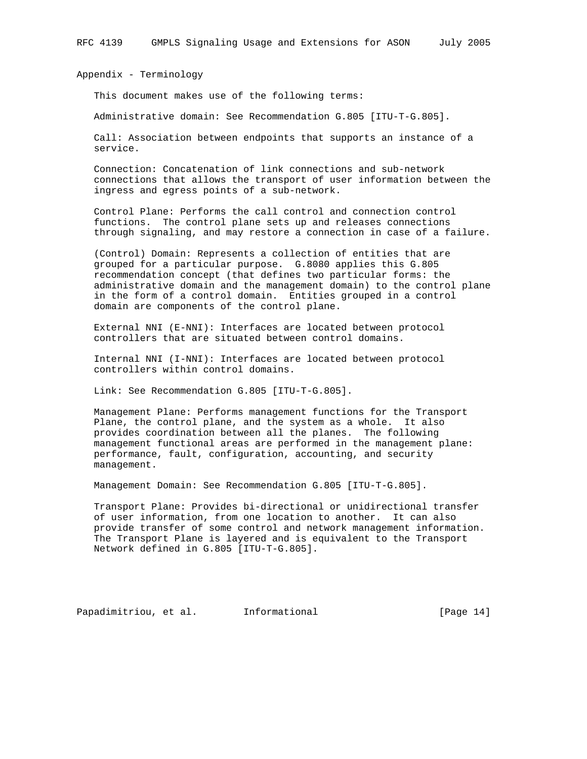## Appendix - Terminology

This document makes use of the following terms:

Administrative domain: See Recommendation G.805 [ITU-T-G.805].

Call: Association between endpoints that supports an instance of a service.

Connection: Concatenation of link connections and sub-network connections that allows the transport of user information between the ingress and egress points of a sub-network.

Control Plane: Performs the call control and connection control functions. The control plane sets up and releases connections through signaling, and may restore a connection in case of a failure.

(Control) Domain: Represents a collection of entities that are grouped for a particular purpose. G.8080 applies this G.805 recommendation concept (that defines two particular forms: the administrative domain and the management domain) to the control plane in the form of a control domain. Entities grouped in a control domain are components of the control plane.

External NNI (E-NNI): Interfaces are located between protocol controllers that are situated between control domains.

Internal NNI (I-NNI): Interfaces are located between protocol controllers within control domains.

Link: See Recommendation G.805 [ITU-T-G.805].

Management Plane: Performs management functions for the Transport Plane, the control plane, and the system as a whole. It also provides coordination between all the planes. The following management functional areas are performed in the management plane: performance, fault, configuration, accounting, and security management.

Management Domain: See Recommendation G.805 [ITU-T-G.805].

Transport Plane: Provides bi-directional or unidirectional transfer of user information, from one location to another. It can also provide transfer of some control and network management information. The Transport Plane is layered and is equivalent to the Transport Network defined in G.805 [ITU-T-G.805].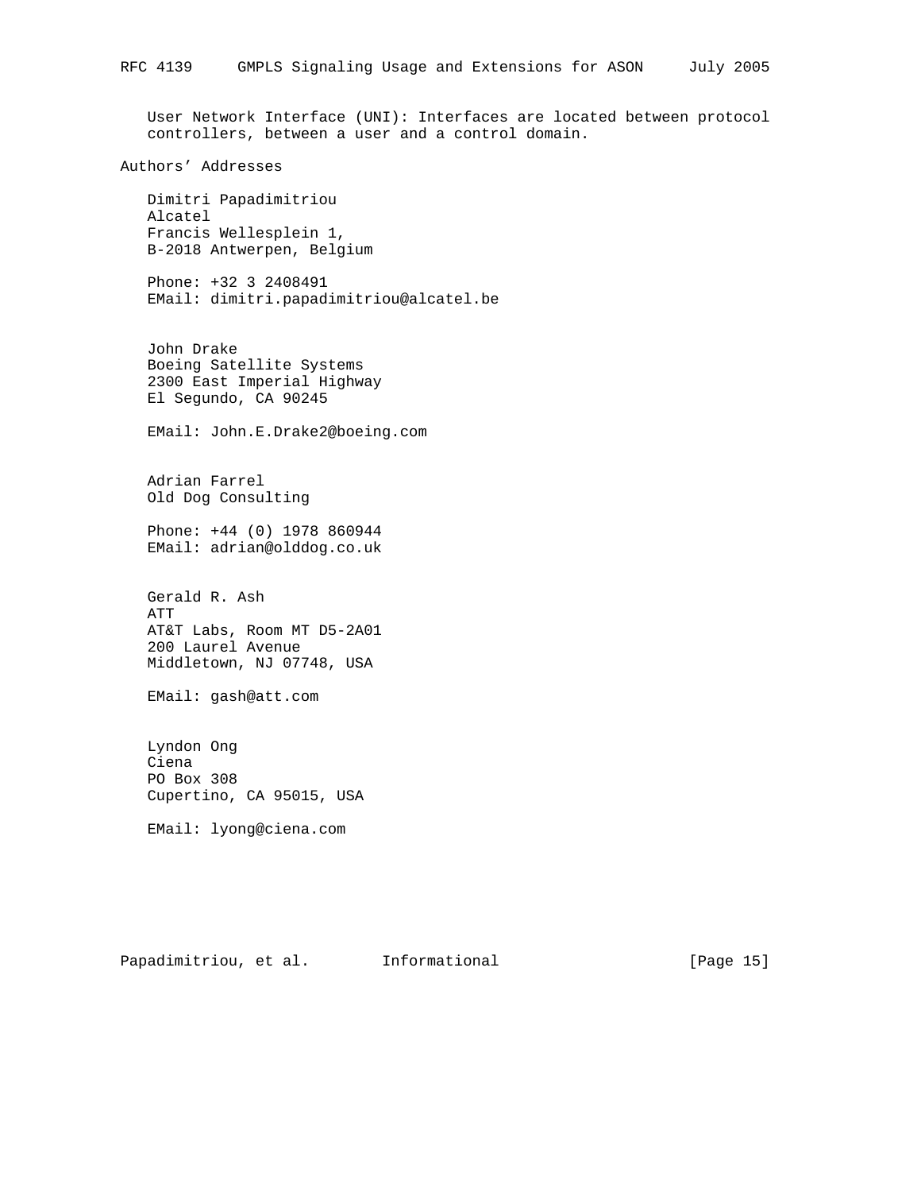User Network Interface (UNI): Interfaces are located between protocol controllers, between a user and a control domain.

## Authors' Addresses

Dimitri Papadimitriou
Alcatel
Francis Wellesplein 1,
B-2018 Antwerpen, Belgium

Phone: +32 3 2408491
EMail: dimitri.papadimitriou@alcatel.be

John Drake
Boeing Satellite Systems
2300 East Imperial Highway
El Segundo, CA 90245

EMail: John.E.Drake2@boeing.com

Adrian Farrel
Old Dog Consulting

Phone: +44 (0) 1978 860944
EMail: adrian@olddog.co.uk

Gerald R. Ash
ATT
AT&T Labs, Room MT D5-2A01
200 Laurel Avenue
Middletown, NJ 07748, USA

EMail: gash@att.com

Lyndon Ong
Ciena
PO Box 308
Cupertino, CA 95015, USA

EMail: lyong@ciena.com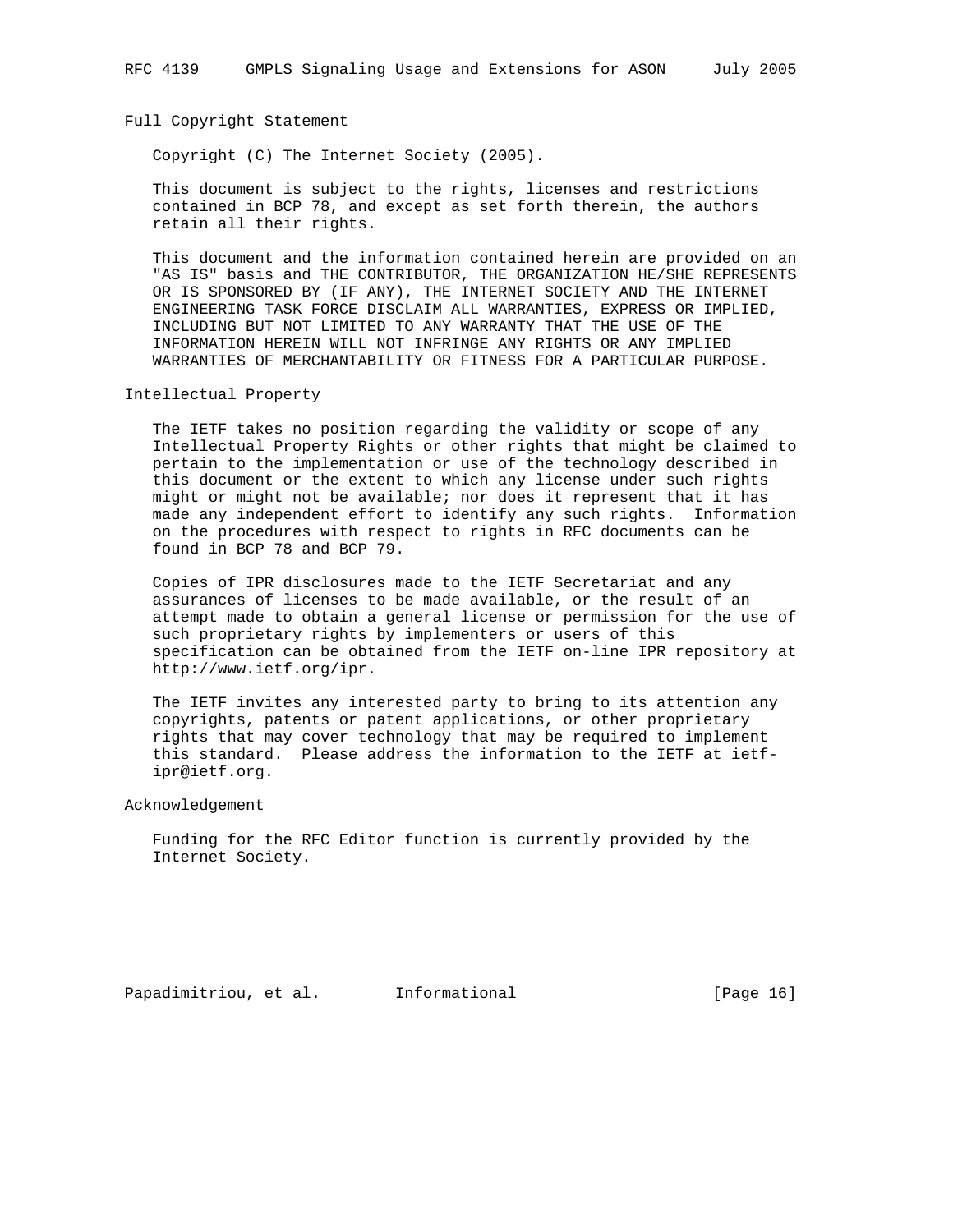## Full Copyright Statement

Copyright (C) The Internet Society (2005).

This document is subject to the rights, licenses and restrictions contained in BCP 78, and except as set forth therein, the authors retain all their rights.

This document and the information contained herein are provided on an "AS IS" basis and THE CONTRIBUTOR, THE ORGANIZATION HE/SHE REPRESENTS OR IS SPONSORED BY (IF ANY), THE INTERNET SOCIETY AND THE INTERNET ENGINEERING TASK FORCE DISCLAIM ALL WARRANTIES, EXPRESS OR IMPLIED, INCLUDING BUT NOT LIMITED TO ANY WARRANTY THAT THE USE OF THE INFORMATION HEREIN WILL NOT INFRINGE ANY RIGHTS OR ANY IMPLIED WARRANTIES OF MERCHANTABILITY OR FITNESS FOR A PARTICULAR PURPOSE.

## Intellectual Property

The IETF takes no position regarding the validity or scope of any Intellectual Property Rights or other rights that might be claimed to pertain to the implementation or use of the technology described in this document or the extent to which any license under such rights might or might not be available; nor does it represent that it has made any independent effort to identify any such rights. Information on the procedures with respect to rights in RFC documents can be found in BCP 78 and BCP 79.

Copies of IPR disclosures made to the IETF Secretariat and any assurances of licenses to be made available, or the result of an attempt made to obtain a general license or permission for the use of such proprietary rights by implementers or users of this specification can be obtained from the IETF on-line IPR repository at http://www.ietf.org/ipr.

The IETF invites any interested party to bring to its attention any copyrights, patents or patent applications, or other proprietary rights that may cover technology that may be required to implement this standard. Please address the information to the IETF at ietf-ipr@ietf.org.

## Acknowledgement

Funding for the RFC Editor function is currently provided by the Internet Society.